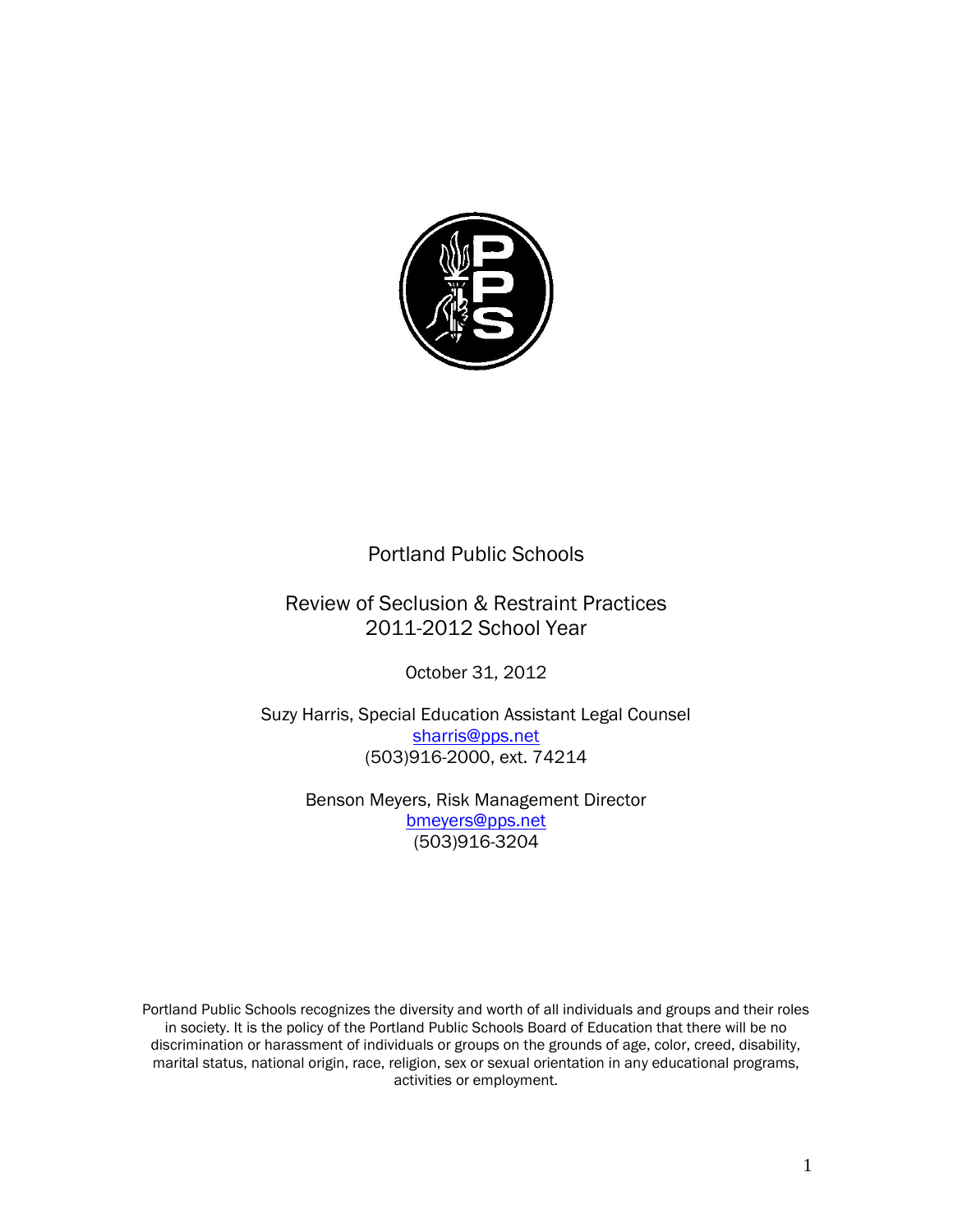# Portland Public Schools

## Review of Seclusion & Restraint Practices
## 2011-2012 School Year

October 31, 2012

Suzy Harris, Special Education Assistant Legal Counsel
sharris@pps.net
(503)916-2000, ext. 74214

Benson Meyers, Risk Management Director
bmeyers@pps.net
(503)916-3204

Portland Public Schools recognizes the diversity and worth of all individuals and groups and their roles in society. It is the policy of the Portland Public Schools Board of Education that there will be no discrimination or harassment of individuals or groups on the grounds of age, color, creed, disability, marital status, national origin, race, religion, sex or sexual orientation in any educational programs, activities or employment.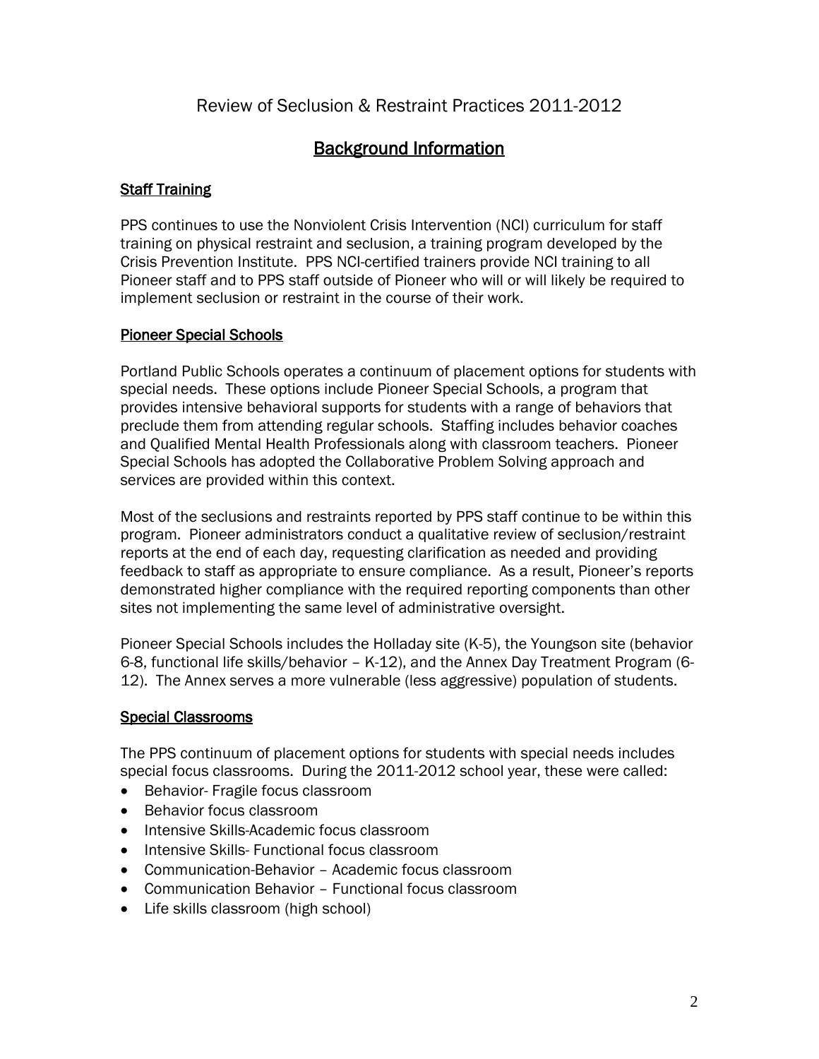# Review of Seclusion & Restraint Practices 2011-2012

## Background Information

### Staff Training

PPS continues to use the Nonviolent Crisis Intervention (NCI) curriculum for staff training on physical restraint and seclusion, a training program developed by the Crisis Prevention Institute. PPS NCI-certified trainers provide NCI training to all Pioneer staff and to PPS staff outside of Pioneer who will or will likely be required to implement seclusion or restraint in the course of their work.

### Pioneer Special Schools

Portland Public Schools operates a continuum of placement options for students with special needs. These options include Pioneer Special Schools, a program that provides intensive behavioral supports for students with a range of behaviors that preclude them from attending regular schools. Staffing includes behavior coaches and Qualified Mental Health Professionals along with classroom teachers. Pioneer Special Schools has adopted the Collaborative Problem Solving approach and services are provided within this context.

Most of the seclusions and restraints reported by PPS staff continue to be within this program. Pioneer administrators conduct a qualitative review of seclusion/restraint reports at the end of each day, requesting clarification as needed and providing feedback to staff as appropriate to ensure compliance. As a result, Pioneer's reports demonstrated higher compliance with the required reporting components than other sites not implementing the same level of administrative oversight.

Pioneer Special Schools includes the Holladay site (K-5), the Youngson site (behavior 6-8, functional life skills/behavior – K-12), and the Annex Day Treatment Program (6-12). The Annex serves a more vulnerable (less aggressive) population of students.

### Special Classrooms

The PPS continuum of placement options for students with special needs includes special focus classrooms. During the 2011-2012 school year, these were called:

- Behavior- Fragile focus classroom
- Behavior focus classroom
- Intensive Skills-Academic focus classroom
- Intensive Skills- Functional focus classroom
- Communication-Behavior – Academic focus classroom
- Communication Behavior – Functional focus classroom
- Life skills classroom (high school)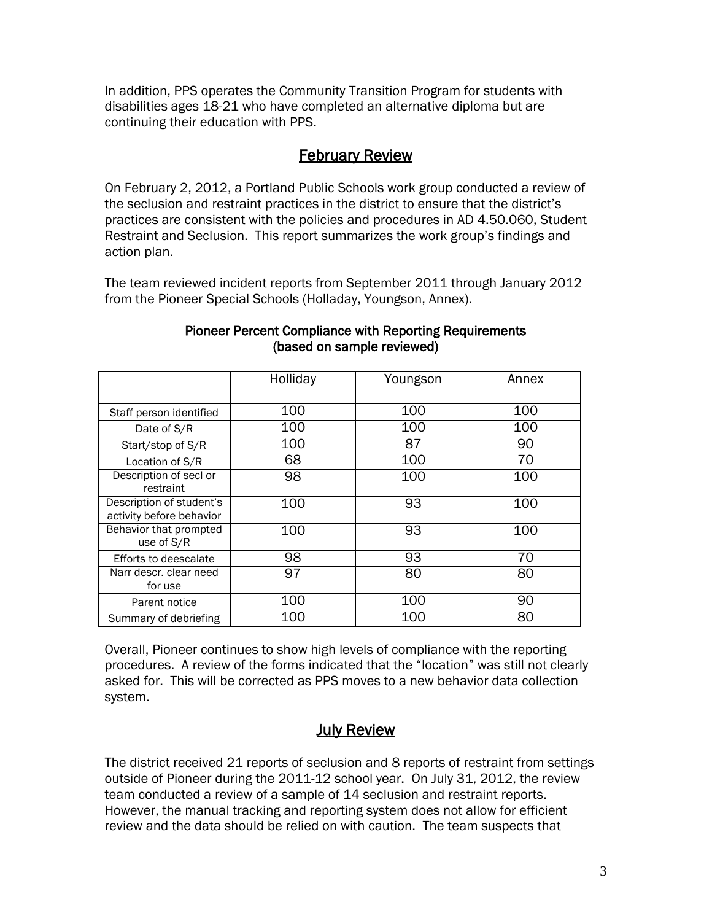In addition, PPS operates the Community Transition Program for students with disabilities ages 18-21 who have completed an alternative diploma but are continuing their education with PPS.

## February Review

On February 2, 2012, a Portland Public Schools work group conducted a review of the seclusion and restraint practices in the district to ensure that the district's practices are consistent with the policies and procedures in AD 4.50.060, Student Restraint and Seclusion. This report summarizes the work group's findings and action plan.

The team reviewed incident reports from September 2011 through January 2012 from the Pioneer Special Schools (Holladay, Youngson, Annex).

**Pioneer Percent Compliance with Reporting Requirements (based on sample reviewed)**

| | Holliday | Youngson | Annex |
|---|---|---|---|
| Staff person identified | 100 | 100 | 100 |
| Date of S/R | 100 | 100 | 100 |
| Start/stop of S/R | 100 | 87 | 90 |
| Location of S/R | 68 | 100 | 70 |
| Description of secl or restraint | 98 | 100 | 100 |
| Description of student's activity before behavior | 100 | 93 | 100 |
| Behavior that prompted use of S/R | 100 | 93 | 100 |
| Efforts to deescalate | 98 | 93 | 70 |
| Narr descr. clear need for use | 97 | 80 | 80 |
| Parent notice | 100 | 100 | 90 |
| Summary of debriefing | 100 | 100 | 80 |

Overall, Pioneer continues to show high levels of compliance with the reporting procedures. A review of the forms indicated that the "location" was still not clearly asked for. This will be corrected as PPS moves to a new behavior data collection system.

## July Review

The district received 21 reports of seclusion and 8 reports of restraint from settings outside of Pioneer during the 2011-12 school year. On July 31, 2012, the review team conducted a review of a sample of 14 seclusion and restraint reports. However, the manual tracking and reporting system does not allow for efficient review and the data should be relied on with caution. The team suspects that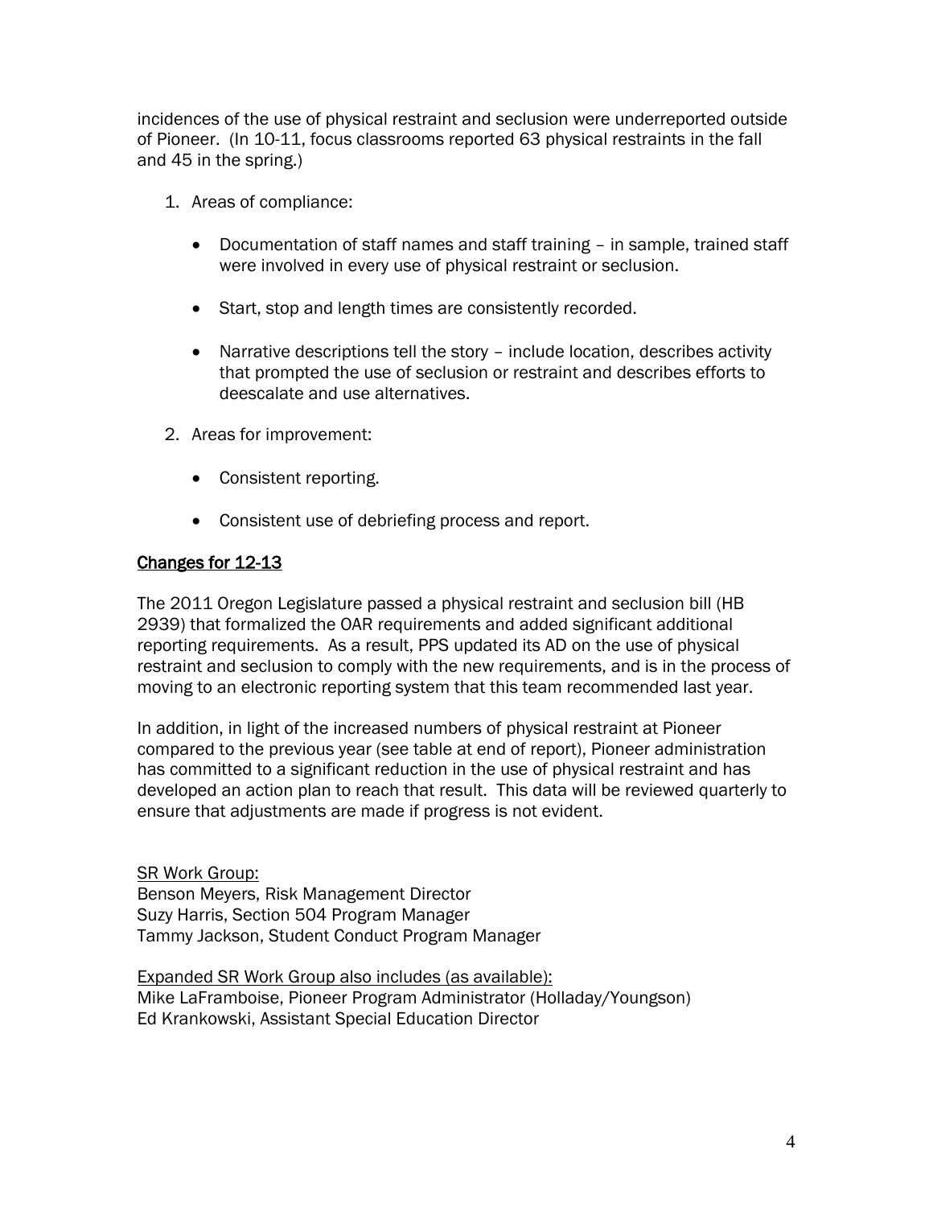incidences of the use of physical restraint and seclusion were underreported outside of Pioneer. (In 10-11, focus classrooms reported 63 physical restraints in the fall and 45 in the spring.)

1. Areas of compliance:

   - Documentation of staff names and staff training – in sample, trained staff were involved in every use of physical restraint or seclusion.

   - Start, stop and length times are consistently recorded.

   - Narrative descriptions tell the story – include location, describes activity that prompted the use of seclusion or restraint and describes efforts to deescalate and use alternatives.

2. Areas for improvement:

   - Consistent reporting.

   - Consistent use of debriefing process and report.

## Changes for 12-13

The 2011 Oregon Legislature passed a physical restraint and seclusion bill (HB 2939) that formalized the OAR requirements and added significant additional reporting requirements. As a result, PPS updated its AD on the use of physical restraint and seclusion to comply with the new requirements, and is in the process of moving to an electronic reporting system that this team recommended last year.

In addition, in light of the increased numbers of physical restraint at Pioneer compared to the previous year (see table at end of report), Pioneer administration has committed to a significant reduction in the use of physical restraint and has developed an action plan to reach that result. This data will be reviewed quarterly to ensure that adjustments are made if progress is not evident.

SR Work Group:
Benson Meyers, Risk Management Director
Suzy Harris, Section 504 Program Manager
Tammy Jackson, Student Conduct Program Manager

Expanded SR Work Group also includes (as available):
Mike LaFramboise, Pioneer Program Administrator (Holladay/Youngson)
Ed Krankowski, Assistant Special Education Director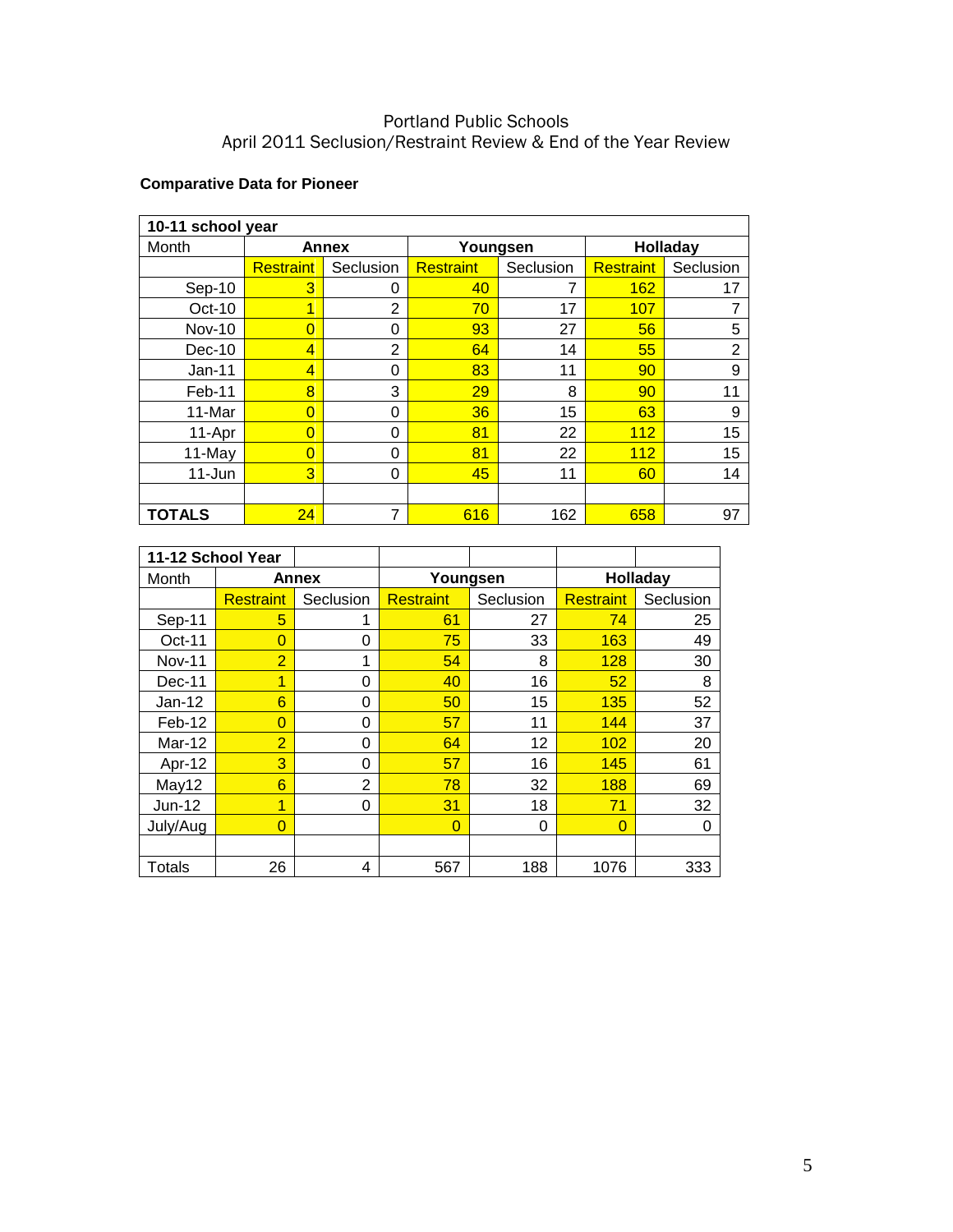Portland Public Schools
April 2011 Seclusion/Restraint Review & End of the Year Review

**Comparative Data for Pioneer**

| 10-11 school year | | | | | | |
|---|---|---|---|---|---|---|
| Month | Annex | | Youngsen | | Holladay | |
| | Restraint | Seclusion | Restraint | Seclusion | Restraint | Seclusion |
| Sep-10 | 3 | 0 | 40 | 7 | 162 | 17 |
| Oct-10 | 1 | 2 | 70 | 17 | 107 | 7 |
| Nov-10 | 0 | 0 | 93 | 27 | 56 | 5 |
| Dec-10 | 4 | 2 | 64 | 14 | 55 | 2 |
| Jan-11 | 4 | 0 | 83 | 11 | 90 | 9 |
| Feb-11 | 8 | 3 | 29 | 8 | 90 | 11 |
| 11-Mar | 0 | 0 | 36 | 15 | 63 | 9 |
| 11-Apr | 0 | 0 | 81 | 22 | 112 | 15 |
| 11-May | 0 | 0 | 81 | 22 | 112 | 15 |
| 11-Jun | 3 | 0 | 45 | 11 | 60 | 14 |
| | | | | | | |
| **TOTALS** | 24 | 7 | 616 | 162 | 658 | 97 |

| 11-12 School Year | | | | | | |
|---|---|---|---|---|---|---|
| Month | Annex | | Youngsen | | Holladay | |
| | Restraint | Seclusion | Restraint | Seclusion | Restraint | Seclusion |
| Sep-11 | 5 | 1 | 61 | 27 | 74 | 25 |
| Oct-11 | 0 | 0 | 75 | 33 | 163 | 49 |
| Nov-11 | 2 | 1 | 54 | 8 | 128 | 30 |
| Dec-11 | 1 | 0 | 40 | 16 | 52 | 8 |
| Jan-12 | 6 | 0 | 50 | 15 | 135 | 52 |
| Feb-12 | 0 | 0 | 57 | 11 | 144 | 37 |
| Mar-12 | 2 | 0 | 64 | 12 | 102 | 20 |
| Apr-12 | 3 | 0 | 57 | 16 | 145 | 61 |
| May12 | 6 | 2 | 78 | 32 | 188 | 69 |
| Jun-12 | 1 | 0 | 31 | 18 | 71 | 32 |
| July/Aug | 0 | | 0 | 0 | 0 | 0 |
| | | | | | | |
| Totals | 26 | 4 | 567 | 188 | 1076 | 333 |